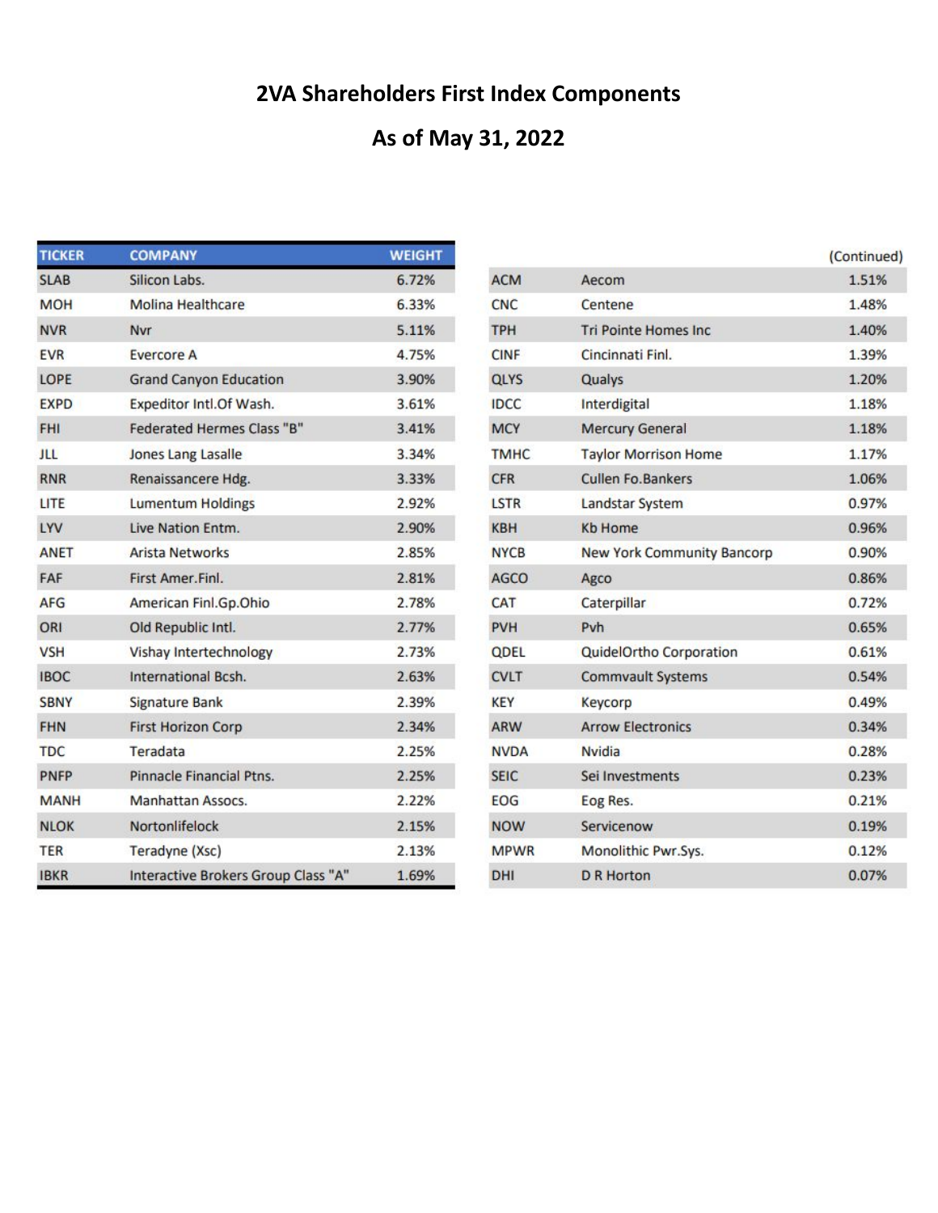# 2VA Shareholders First Index Components

## As of May 31, 2022

| TICKER | COMPANY | WEIGHT |
|---|---|---|
| SLAB | Silicon Labs. | 6.72% |
| MOH | Molina Healthcare | 6.33% |
| NVR | Nvr | 5.11% |
| EVR | Evercore A | 4.75% |
| LOPE | Grand Canyon Education | 3.90% |
| EXPD | Expeditor Intl.Of Wash. | 3.61% |
| FHI | Federated Hermes Class "B" | 3.41% |
| JLL | Jones Lang Lasalle | 3.34% |
| RNR | Renaissancere Hdg. | 3.33% |
| LITE | Lumentum Holdings | 2.92% |
| LYV | Live Nation Entm. | 2.90% |
| ANET | Arista Networks | 2.85% |
| FAF | First Amer.Finl. | 2.81% |
| AFG | American Finl.Gp.Ohio | 2.78% |
| ORI | Old Republic Intl. | 2.77% |
| VSH | Vishay Intertechnology | 2.73% |
| IBOC | International Bcsh. | 2.63% |
| SBNY | Signature Bank | 2.39% |
| FHN | First Horizon Corp | 2.34% |
| TDC | Teradata | 2.25% |
| PNFP | Pinnacle Financial Ptns. | 2.25% |
| MANH | Manhattan Assocs. | 2.22% |
| NLOK | Nortonlifelock | 2.15% |
| TER | Teradyne (Xsc) | 2.13% |
| IBKR | Interactive Brokers Group Class "A" | 1.69% |

(Continued)

| TICKER | COMPANY | WEIGHT |
|---|---|---|
| ACM | Aecom | 1.51% |
| CNC | Centene | 1.48% |
| TPH | Tri Pointe Homes Inc | 1.40% |
| CINF | Cincinnati Finl. | 1.39% |
| QLYS | Qualys | 1.20% |
| IDCC | Interdigital | 1.18% |
| MCY | Mercury General | 1.18% |
| TMHC | Taylor Morrison Home | 1.17% |
| CFR | Cullen Fo.Bankers | 1.06% |
| LSTR | Landstar System | 0.97% |
| KBH | Kb Home | 0.96% |
| NYCB | New York Community Bancorp | 0.90% |
| AGCO | Agco | 0.86% |
| CAT | Caterpillar | 0.72% |
| PVH | Pvh | 0.65% |
| QDEL | QuidelOrtho Corporation | 0.61% |
| CVLT | Commvault Systems | 0.54% |
| KEY | Keycorp | 0.49% |
| ARW | Arrow Electronics | 0.34% |
| NVDA | Nvidia | 0.28% |
| SEIC | Sei Investments | 0.23% |
| EOG | Eog Res. | 0.21% |
| NOW | Servicenow | 0.19% |
| MPWR | Monolithic Pwr.Sys. | 0.12% |
| DHI | D R Horton | 0.07% |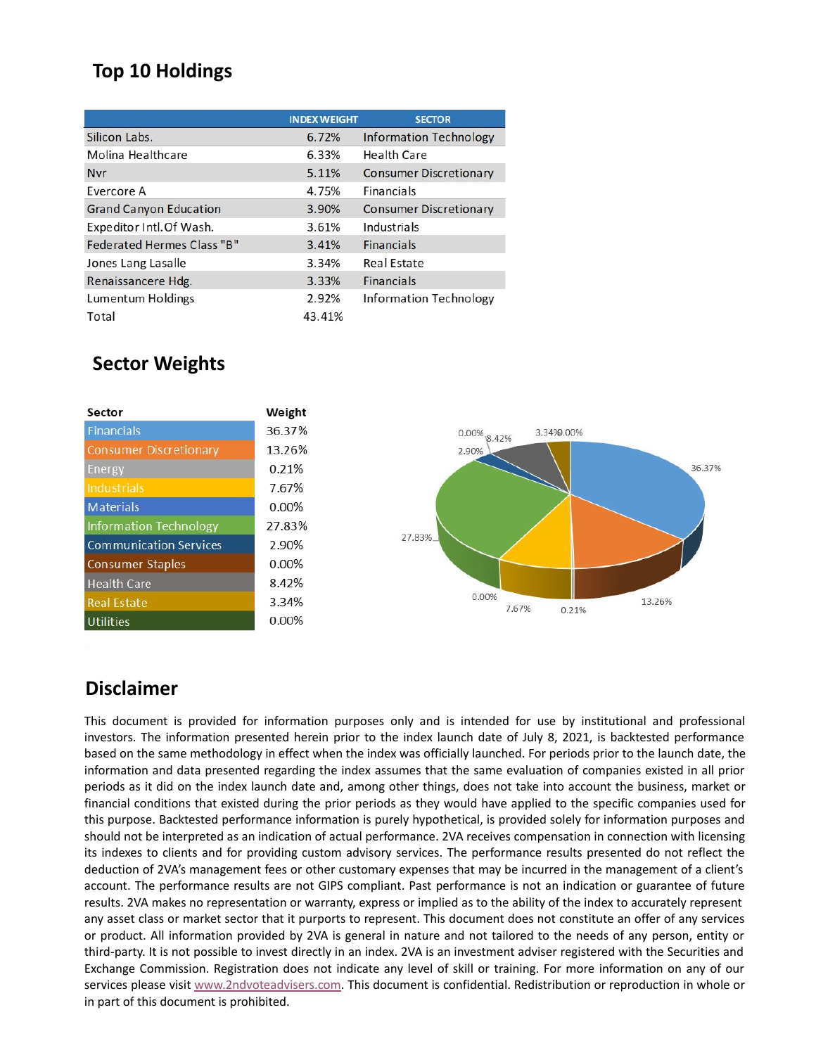## Top 10 Holdings

| | INDEX WEIGHT | SECTOR |
|---|---|---|
| Silicon Labs. | 6.72% | Information Technology |
| Molina Healthcare | 6.33% | Health Care |
| Nvr | 5.11% | Consumer Discretionary |
| Evercore A | 4.75% | Financials |
| Grand Canyon Education | 3.90% | Consumer Discretionary |
| Expeditor Intl.Of Wash. | 3.61% | Industrials |
| Federated Hermes Class "B" | 3.41% | Financials |
| Jones Lang Lasalle | 3.34% | Real Estate |
| Renaissancere Hdg. | 3.33% | Financials |
| Lumentum Holdings | 2.92% | Information Technology |
| Total | 43.41% | |

## Sector Weights

| Sector | Weight |
|---|---|
| Financials | 36.37% |
| Consumer Discretionary | 13.26% |
| Energy | 0.21% |
| Industrials | 7.67% |
| Materials | 0.00% |
| Information Technology | 27.83% |
| Communication Services | 2.90% |
| Consumer Staples | 0.00% |
| Health Care | 8.42% |
| Real Estate | 3.34% |
| Utilities | 0.00% |

0.00%
8.42%
3.34%
0.00%
2.90%
36.37%
27.83%
0.00%
13.26%
7.67%
0.21%

## Disclaimer

This document is provided for information purposes only and is intended for use by institutional and professional investors. The information presented herein prior to the index launch date of July 8, 2021, is backtested performance based on the same methodology in effect when the index was officially launched. For periods prior to the launch date, the information and data presented regarding the index assumes that the same evaluation of companies existed in all prior periods as it did on the index launch date and, among other things, does not take into account the business, market or financial conditions that existed during the prior periods as they would have applied to the specific companies used for this purpose. Backtested performance information is purely hypothetical, is provided solely for information purposes and should not be interpreted as an indication of actual performance. 2VA receives compensation in connection with licensing its indexes to clients and for providing custom advisory services. The performance results presented do not reflect the deduction of 2VA's management fees or other customary expenses that may be incurred in the management of a client's account. The performance results are not GIPS compliant. Past performance is not an indication or guarantee of future results. 2VA makes no representation or warranty, express or implied as to the ability of the index to accurately represent any asset class or market sector that it purports to represent. This document does not constitute an offer of any services or product. All information provided by 2VA is general in nature and not tailored to the needs of any person, entity or third-party. It is not possible to invest directly in an index. 2VA is an investment adviser registered with the Securities and Exchange Commission. Registration does not indicate any level of skill or training. For more information on any of our services please visit www.2ndvoteadvisers.com. This document is confidential. Redistribution or reproduction in whole or in part of this document is prohibited.